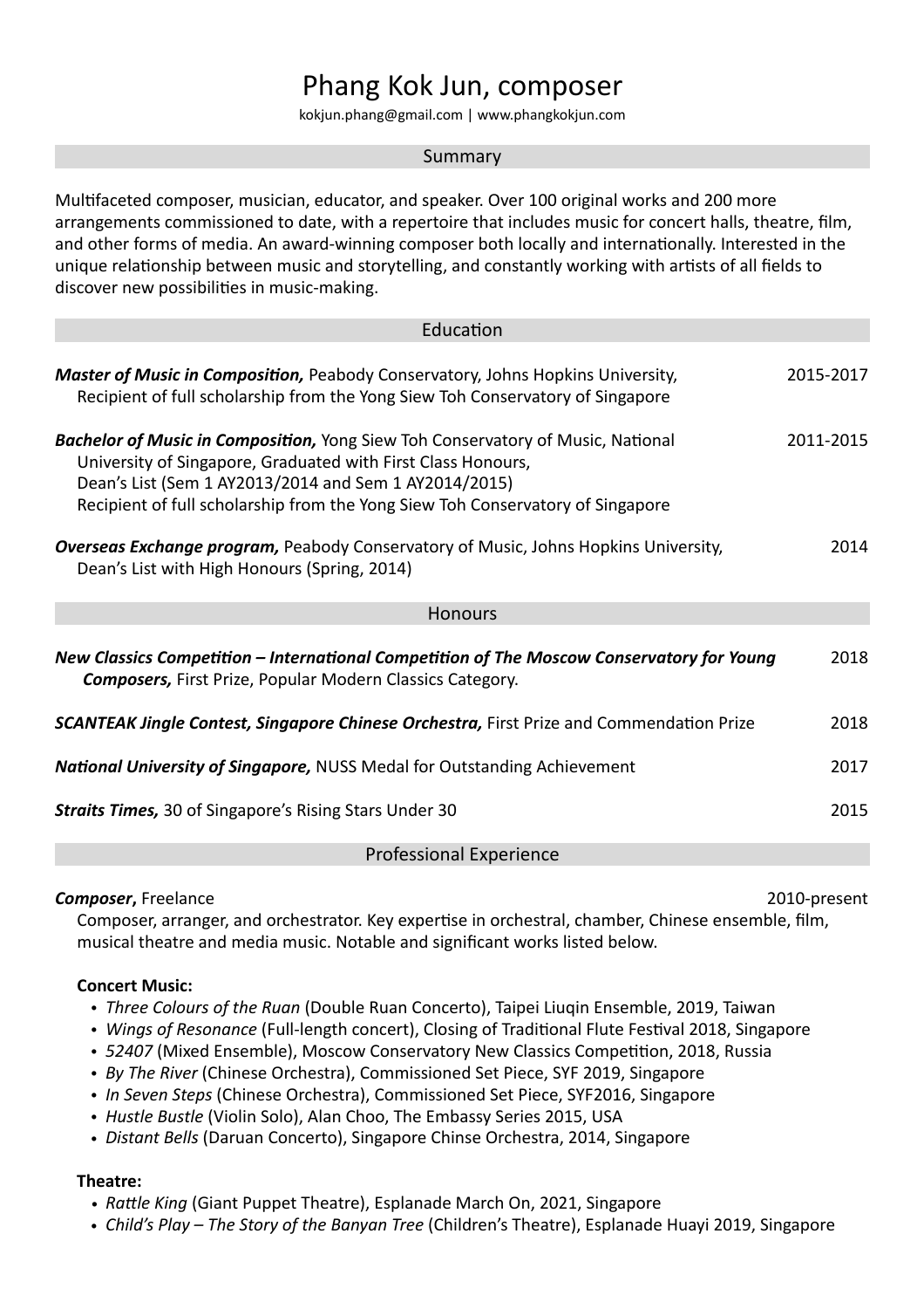# Phang Kok Jun, composer

kokjun.phang@gmail.com | www.phangkokjun.com

## Summary

Multifaceted composer, musician, educator, and speaker. Over 100 original works and 200 more arrangements commissioned to date, with a repertoire that includes music for concert halls, theatre, film, and other forms of media. An award-winning composer both locally and internationally. Interested in the unique relationship between music and storytelling, and constantly working with artists of all fields to discover new possibilities in music-making.

## Education

***Master of Music in Composition,*** Peabody Conservatory, Johns Hopkins University, — 2015-2017
Recipient of full scholarship from the Yong Siew Toh Conservatory of Singapore

***Bachelor of Music in Composition,*** Yong Siew Toh Conservatory of Music, National University of Singapore, Graduated with First Class Honours, — 2011-2015
Dean's List (Sem 1 AY2013/2014 and Sem 1 AY2014/2015)
Recipient of full scholarship from the Yong Siew Toh Conservatory of Singapore

***Overseas Exchange program,*** Peabody Conservatory of Music, Johns Hopkins University, — 2014
Dean's List with High Honours (Spring, 2014)

## Honours

***New Classics Competition – International Competition of The Moscow Conservatory for Young Composers,*** First Prize, Popular Modern Classics Category. — 2018

***SCANTEAK Jingle Contest, Singapore Chinese Orchestra,*** First Prize and Commendation Prize — 2018

***National University of Singapore,*** NUSS Medal for Outstanding Achievement — 2017

***Straits Times,*** 30 of Singapore's Rising Stars Under 30 — 2015

## Professional Experience

***Composer*****,** Freelance — 2010-present
Composer, arranger, and orchestrator. Key expertise in orchestral, chamber, Chinese ensemble, film, musical theatre and media music. Notable and significant works listed below.

**Concert Music:**

- *Three Colours of the Ruan* (Double Ruan Concerto), Taipei Liuqin Ensemble, 2019, Taiwan
- *Wings of Resonance* (Full-length concert), Closing of Traditional Flute Festival 2018, Singapore
- *52407* (Mixed Ensemble), Moscow Conservatory New Classics Competition, 2018, Russia
- *By The River* (Chinese Orchestra), Commissioned Set Piece, SYF 2019, Singapore
- *In Seven Steps* (Chinese Orchestra), Commissioned Set Piece, SYF2016, Singapore
- *Hustle Bustle* (Violin Solo), Alan Choo, The Embassy Series 2015, USA
- *Distant Bells* (Daruan Concerto), Singapore Chinse Orchestra, 2014, Singapore

**Theatre:**

- *Rattle King* (Giant Puppet Theatre), Esplanade March On, 2021, Singapore
- *Child's Play – The Story of the Banyan Tree* (Children's Theatre), Esplanade Huayi 2019, Singapore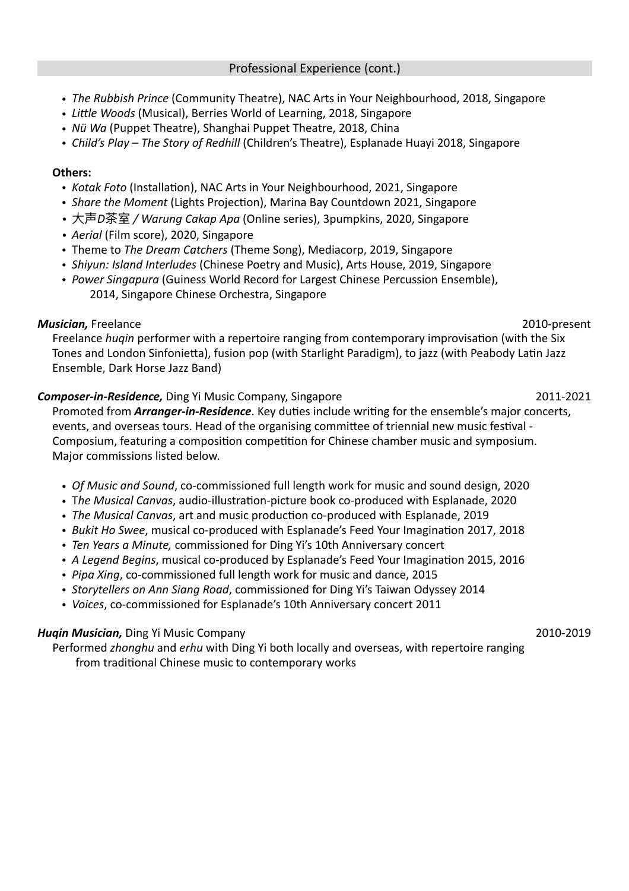## Professional Experience (cont.)

- *The Rubbish Prince* (Community Theatre), NAC Arts in Your Neighbourhood, 2018, Singapore
- *Little Woods* (Musical), Berries World of Learning, 2018, Singapore
- *Nü Wa* (Puppet Theatre), Shanghai Puppet Theatre, 2018, China
- *Child's Play – The Story of Redhill* (Children's Theatre), Esplanade Huayi 2018, Singapore

**Others:**

- *Kotak Foto* (Installation), NAC Arts in Your Neighbourhood, 2021, Singapore
- *Share the Moment* (Lights Projection), Marina Bay Countdown 2021, Singapore
- 大声*D*茶室 */ Warung Cakap Apa* (Online series), 3pumpkins, 2020, Singapore
- *Aerial* (Film score), 2020, Singapore
- Theme to *The Dream Catchers* (Theme Song), Mediacorp, 2019, Singapore
- *Shiyun: Island Interludes* (Chinese Poetry and Music), Arts House, 2019, Singapore
- *Power Singapura* (Guiness World Record for Largest Chinese Percussion Ensemble), 2014, Singapore Chinese Orchestra, Singapore

***Musician,*** Freelance — 2010-present

Freelance *huqin* performer with a repertoire ranging from contemporary improvisation (with the Six Tones and London Sinfonietta), fusion pop (with Starlight Paradigm), to jazz (with Peabody Latin Jazz Ensemble, Dark Horse Jazz Band)

***Composer-in-Residence,*** Ding Yi Music Company, Singapore — 2011-2021

Promoted from ***Arranger-in-Residence***. Key duties include writing for the ensemble's major concerts, events, and overseas tours. Head of the organising committee of triennial new music festival - Composium, featuring a composition competition for Chinese chamber music and symposium. Major commissions listed below.

- *Of Music and Sound*, co-commissioned full length work for music and sound design, 2020
- T*he Musical Canvas*, audio-illustration-picture book co-produced with Esplanade, 2020
- *The Musical Canvas*, art and music production co-produced with Esplanade, 2019
- *Bukit Ho Swee*, musical co-produced with Esplanade's Feed Your Imagination 2017, 2018
- *Ten Years a Minute,* commissioned for Ding Yi's 10th Anniversary concert
- *A Legend Begins*, musical co-produced by Esplanade's Feed Your Imagination 2015, 2016
- *Pipa Xing*, co-commissioned full length work for music and dance, 2015
- *Storytellers on Ann Siang Road*, commissioned for Ding Yi's Taiwan Odyssey 2014
- *Voices*, co-commissioned for Esplanade's 10th Anniversary concert 2011

***Huqin Musician,*** Ding Yi Music Company — 2010-2019

Performed *zhonghu* and *erhu* with Ding Yi both locally and overseas, with repertoire ranging from traditional Chinese music to contemporary works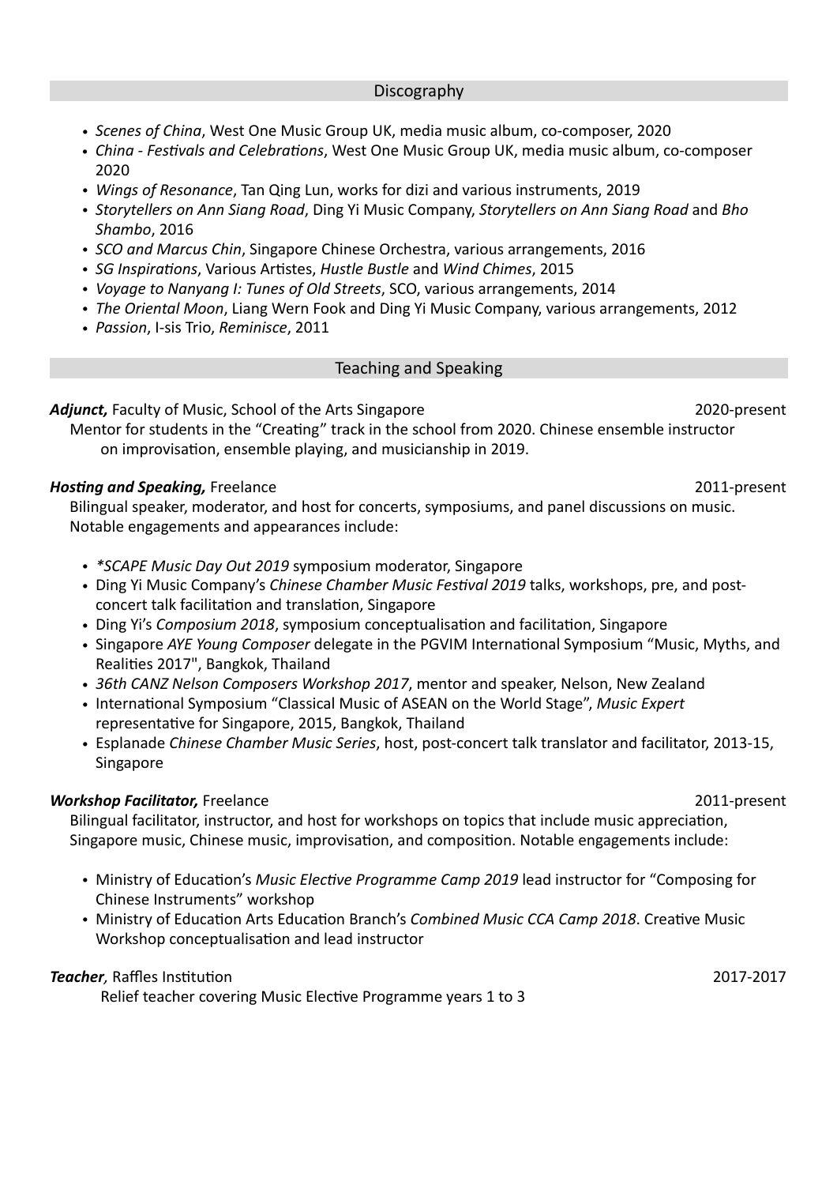## Discography

- *Scenes of China*, West One Music Group UK, media music album, co-composer, 2020
- *China - Festivals and Celebrations*, West One Music Group UK, media music album, co-composer 2020
- *Wings of Resonance*, Tan Qing Lun, works for dizi and various instruments, 2019
- *Storytellers on Ann Siang Road*, Ding Yi Music Company, *Storytellers on Ann Siang Road* and *Bho Shambo*, 2016
- *SCO and Marcus Chin*, Singapore Chinese Orchestra, various arrangements, 2016
- *SG Inspirations*, Various Artistes, *Hustle Bustle* and *Wind Chimes*, 2015
- *Voyage to Nanyang I: Tunes of Old Streets*, SCO, various arrangements, 2014
- *The Oriental Moon*, Liang Wern Fook and Ding Yi Music Company, various arrangements, 2012
- *Passion*, I-sis Trio, *Reminisce*, 2011

## Teaching and Speaking

***Adjunct,*** Faculty of Music, School of the Arts Singapore — 2020-present

Mentor for students in the "Creating" track in the school from 2020. Chinese ensemble instructor on improvisation, ensemble playing, and musicianship in 2019.

***Hosting and Speaking,*** Freelance — 2011-present

Bilingual speaker, moderator, and host for concerts, symposiums, and panel discussions on music. Notable engagements and appearances include:

- **SCAPE Music Day Out 2019* symposium moderator, Singapore
- Ding Yi Music Company's *Chinese Chamber Music Festival 2019* talks, workshops, pre, and post-concert talk facilitation and translation, Singapore
- Ding Yi's *Composium 2018*, symposium conceptualisation and facilitation, Singapore
- Singapore *AYE Young Composer* delegate in the PGVIM International Symposium "Music, Myths, and Realities 2017", Bangkok, Thailand
- *36th CANZ Nelson Composers Workshop 2017*, mentor and speaker, Nelson, New Zealand
- International Symposium "Classical Music of ASEAN on the World Stage", *Music Expert* representative for Singapore, 2015, Bangkok, Thailand
- Esplanade *Chinese Chamber Music Series*, host, post-concert talk translator and facilitator, 2013-15, Singapore

***Workshop Facilitator,*** Freelance — 2011-present

Bilingual facilitator, instructor, and host for workshops on topics that include music appreciation, Singapore music, Chinese music, improvisation, and composition. Notable engagements include:

- Ministry of Education's *Music Elective Programme Camp 2019* lead instructor for "Composing for Chinese Instruments" workshop
- Ministry of Education Arts Education Branch's *Combined Music CCA Camp 2018*. Creative Music Workshop conceptualisation and lead instructor

***Teacher,*** Raffles Institution — 2017-2017

Relief teacher covering Music Elective Programme years 1 to 3